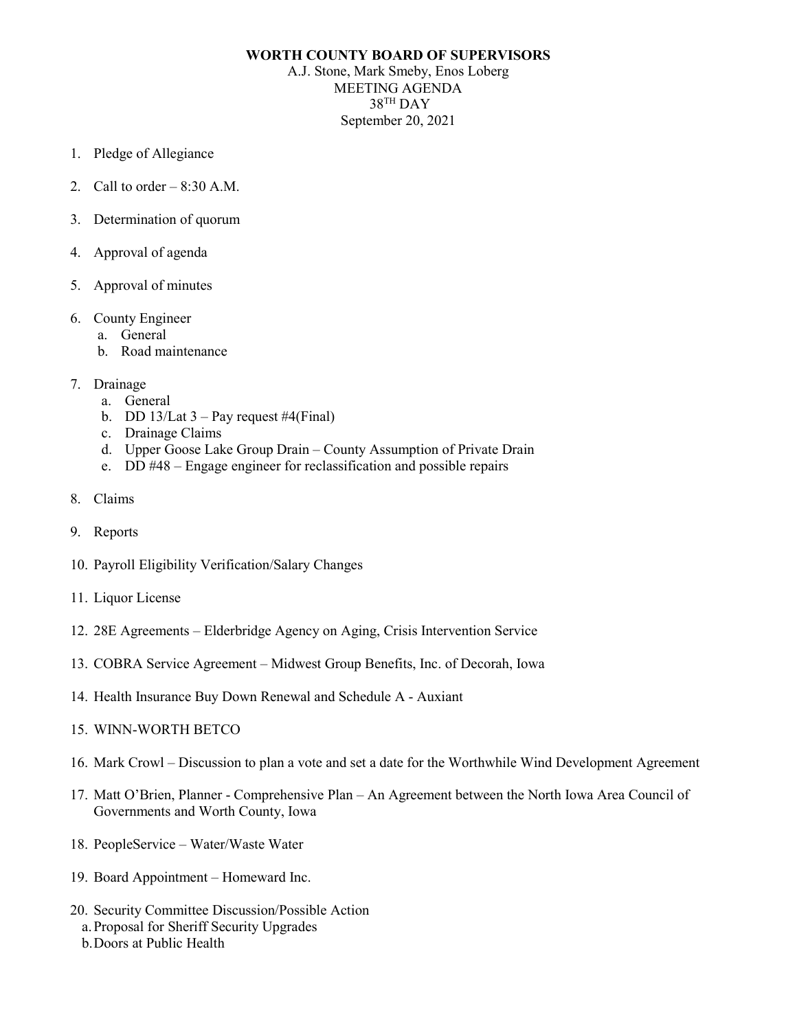**WORTH COUNTY BOARD OF SUPERVISORS**

A.J. Stone, Mark Smeby, Enos Loberg
MEETING AGENDA
38TH DAY
September 20, 2021

1. Pledge of Allegiance

2. Call to order – 8:30 A.M.

3. Determination of quorum

4. Approval of agenda

5. Approval of minutes

6. County Engineer
   a. General
   b. Road maintenance

7. Drainage
   a. General
   b. DD 13/Lat 3 – Pay request #4(Final)
   c. Drainage Claims
   d. Upper Goose Lake Group Drain – County Assumption of Private Drain
   e. DD #48 – Engage engineer for reclassification and possible repairs

8. Claims

9. Reports

10. Payroll Eligibility Verification/Salary Changes

11. Liquor License

12. 28E Agreements – Elderbridge Agency on Aging, Crisis Intervention Service

13. COBRA Service Agreement – Midwest Group Benefits, Inc. of Decorah, Iowa

14. Health Insurance Buy Down Renewal and Schedule A - Auxiant

15. WINN-WORTH BETCO

16. Mark Crowl – Discussion to plan a vote and set a date for the Worthwhile Wind Development Agreement

17. Matt O'Brien, Planner - Comprehensive Plan – An Agreement between the North Iowa Area Council of Governments and Worth County, Iowa

18. PeopleService – Water/Waste Water

19. Board Appointment – Homeward Inc.

20. Security Committee Discussion/Possible Action
   a. Proposal for Sheriff Security Upgrades
   b. Doors at Public Health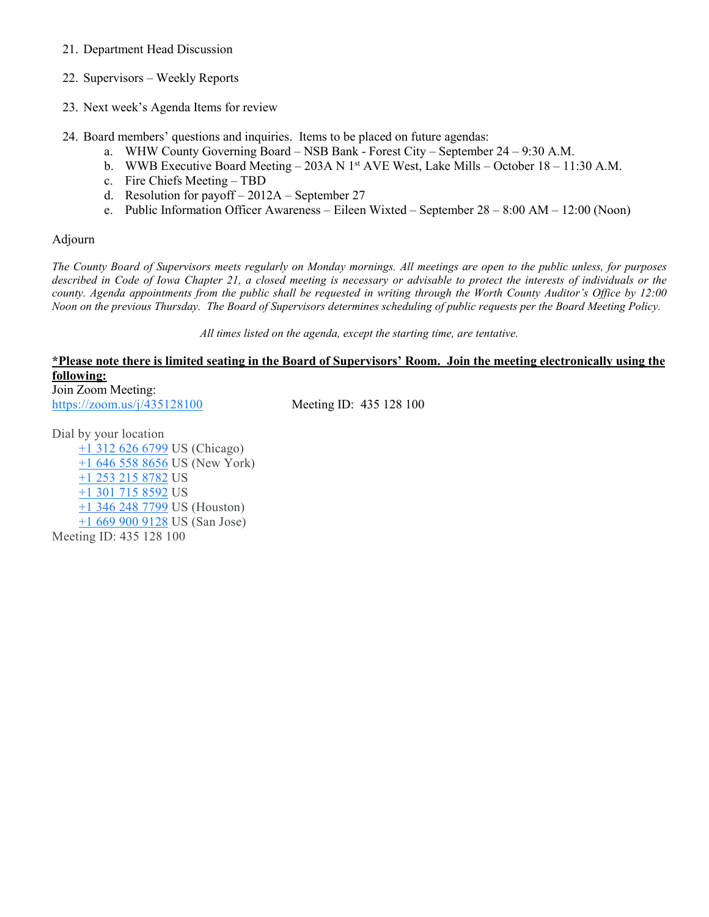21. Department Head Discussion

22. Supervisors – Weekly Reports

23. Next week's Agenda Items for review

24. Board members' questions and inquiries. Items to be placed on future agendas:
    a. WHW County Governing Board – NSB Bank - Forest City – September 24 – 9:30 A.M.
    b. WWB Executive Board Meeting – 203A N 1st AVE West, Lake Mills – October 18 – 11:30 A.M.
    c. Fire Chiefs Meeting – TBD
    d. Resolution for payoff – 2012A – September 27
    e. Public Information Officer Awareness – Eileen Wixted – September 28 – 8:00 AM – 12:00 (Noon)

Adjourn

*The County Board of Supervisors meets regularly on Monday mornings. All meetings are open to the public unless, for purposes described in Code of Iowa Chapter 21, a closed meeting is necessary or advisable to protect the interests of individuals or the county. Agenda appointments from the public shall be requested in writing through the Worth County Auditor's Office by 12:00 Noon on the previous Thursday. The Board of Supervisors determines scheduling of public requests per the Board Meeting Policy.*

*All times listed on the agenda, except the starting time, are tentative.*

**<u>*Please note there is limited seating in the Board of Supervisors' Room. Join the meeting electronically using the following:</u>**

Join Zoom Meeting:
https://zoom.us/j/435128100 Meeting ID: 435 128 100

Dial by your location
+1 312 626 6799 US (Chicago)
+1 646 558 8656 US (New York)
+1 253 215 8782 US
+1 301 715 8592 US
+1 346 248 7799 US (Houston)
+1 669 900 9128 US (San Jose)
Meeting ID: 435 128 100